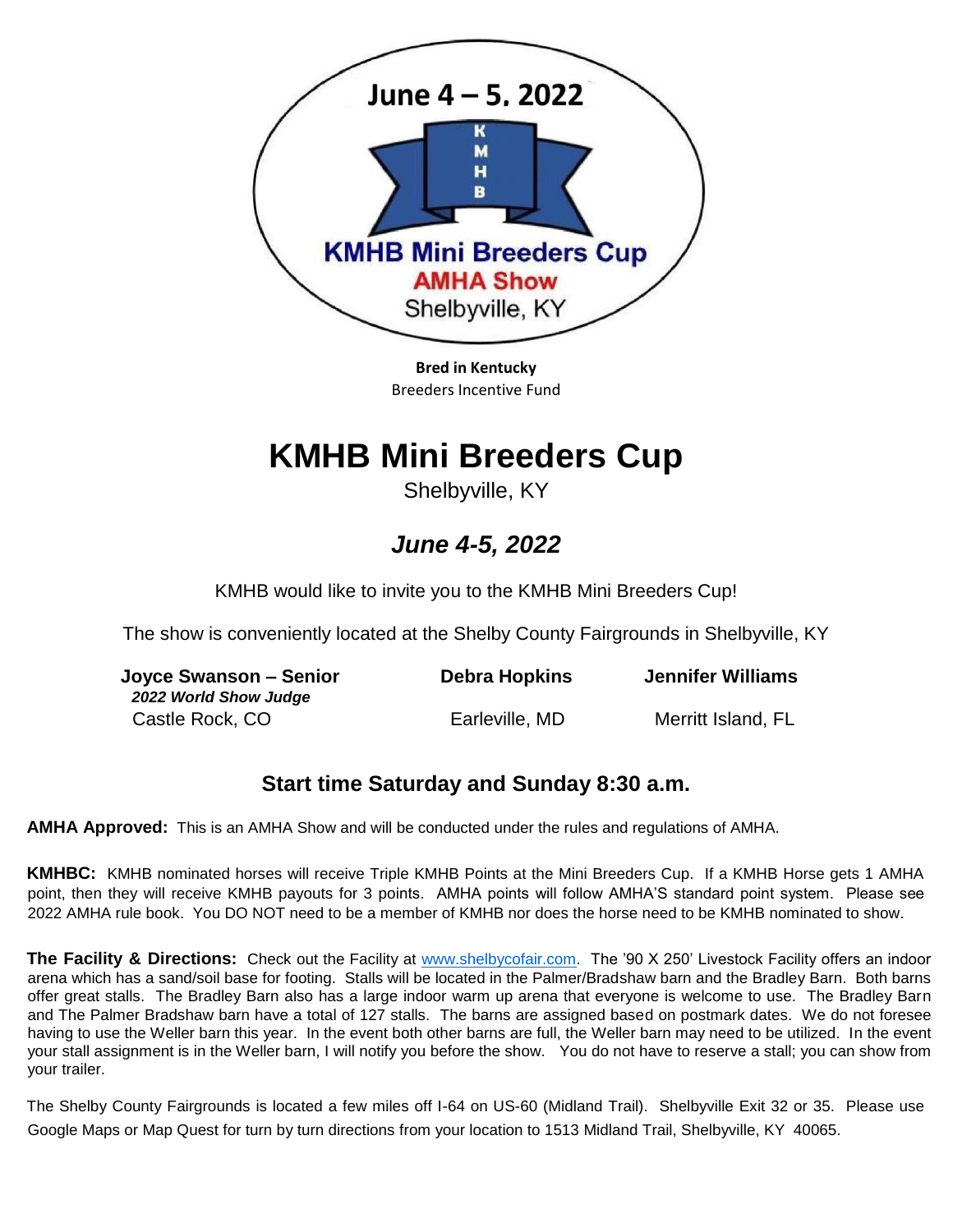June 4 – 5, 2022

K M H B

KMHB Mini Breeders Cup

AMHA Show

Shelbyville, KY

**Bred in Kentucky**
Breeders Incentive Fund

# KMHB Mini Breeders Cup

Shelbyville, KY

## *June 4-5, 2022*

KMHB would like to invite you to the KMHB Mini Breeders Cup!

The show is conveniently located at the Shelby County Fairgrounds in Shelbyville, KY

| **Joyce Swanson – Senior** *2022 World Show Judge* | **Debra Hopkins** | **Jennifer Williams** |
|---|---|---|
| Castle Rock, CO | Earleville, MD | Merritt Island, FL |

### Start time Saturday and Sunday 8:30 a.m.

**AMHA Approved:** This is an AMHA Show and will be conducted under the rules and regulations of AMHA.

**KMHBC:** KMHB nominated horses will receive Triple KMHB Points at the Mini Breeders Cup. If a KMHB Horse gets 1 AMHA point, then they will receive KMHB payouts for 3 points. AMHA points will follow AMHA'S standard point system. Please see 2022 AMHA rule book. You DO NOT need to be a member of KMHB nor does the horse need to be KMHB nominated to show.

**The Facility & Directions:** Check out the Facility at www.shelbycofair.com. The '90 X 250' Livestock Facility offers an indoor arena which has a sand/soil base for footing. Stalls will be located in the Palmer/Bradshaw barn and the Bradley Barn. Both barns offer great stalls. The Bradley Barn also has a large indoor warm up arena that everyone is welcome to use. The Bradley Barn and The Palmer Bradshaw barn have a total of 127 stalls. The barns are assigned based on postmark dates. We do not foresee having to use the Weller barn this year. In the event both other barns are full, the Weller barn may need to be utilized. In the event your stall assignment is in the Weller barn, I will notify you before the show. You do not have to reserve a stall; you can show from your trailer.

The Shelby County Fairgrounds is located a few miles off I-64 on US-60 (Midland Trail). Shelbyville Exit 32 or 35. Please use Google Maps or Map Quest for turn by turn directions from your location to 1513 Midland Trail, Shelbyville, KY 40065.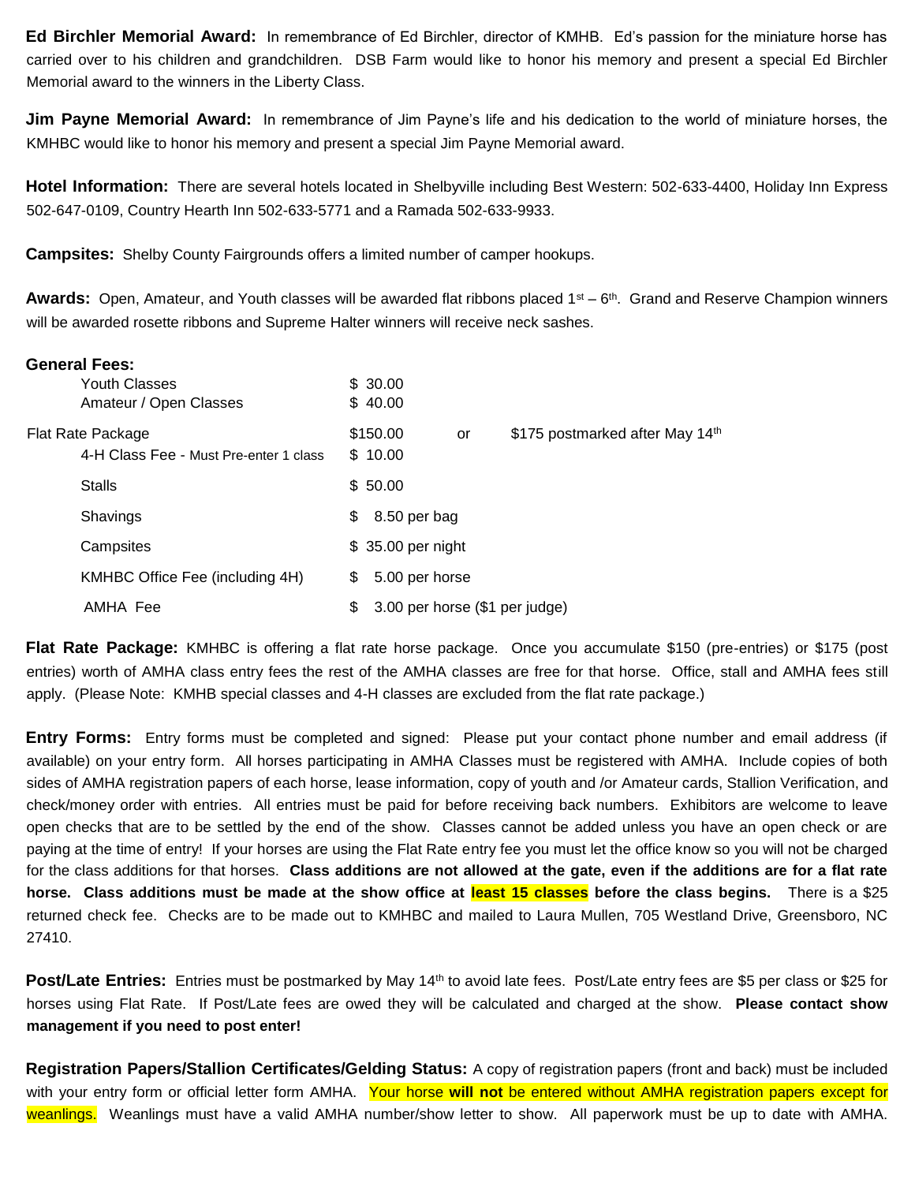**Ed Birchler Memorial Award:** In remembrance of Ed Birchler, director of KMHB. Ed's passion for the miniature horse has carried over to his children and grandchildren. DSB Farm would like to honor his memory and present a special Ed Birchler Memorial award to the winners in the Liberty Class.

**Jim Payne Memorial Award:** In remembrance of Jim Payne's life and his dedication to the world of miniature horses, the KMHBC would like to honor his memory and present a special Jim Payne Memorial award.

**Hotel Information:** There are several hotels located in Shelbyville including Best Western: 502-633-4400, Holiday Inn Express 502-647-0109, Country Hearth Inn 502-633-5771 and a Ramada 502-633-9933.

**Campsites:** Shelby County Fairgrounds offers a limited number of camper hookups.

**Awards:** Open, Amateur, and Youth classes will be awarded flat ribbons placed 1st – 6th. Grand and Reserve Champion winners will be awarded rosette ribbons and Supreme Halter winners will receive neck sashes.

**General Fees:**

| | | | |
|---|---|---|---|
| Youth Classes | $ 30.00 | | |
| Amateur / Open Classes | $ 40.00 | | |
| Flat Rate Package | $150.00 | or | $175 postmarked after May 14th |
| 4-H Class Fee - Must Pre-enter 1 class | $ 10.00 | | |
| Stalls | $ 50.00 | | |
| Shavings | $ 8.50 per bag | | |
| Campsites | $ 35.00 per night | | |
| KMHBC Office Fee (including 4H) | $ 5.00 per horse | | |
| AMHA Fee | $ 3.00 per horse ($1 per judge) | | |

**Flat Rate Package:** KMHBC is offering a flat rate horse package. Once you accumulate $150 (pre-entries) or $175 (post entries) worth of AMHA class entry fees the rest of the AMHA classes are free for that horse. Office, stall and AMHA fees still apply. (Please Note: KMHB special classes and 4-H classes are excluded from the flat rate package.)

**Entry Forms:** Entry forms must be completed and signed: Please put your contact phone number and email address (if available) on your entry form. All horses participating in AMHA Classes must be registered with AMHA. Include copies of both sides of AMHA registration papers of each horse, lease information, copy of youth and /or Amateur cards, Stallion Verification, and check/money order with entries. All entries must be paid for before receiving back numbers. Exhibitors are welcome to leave open checks that are to be settled by the end of the show. Classes cannot be added unless you have an open check or are paying at the time of entry! If your horses are using the Flat Rate entry fee you must let the office know so you will not be charged for the class additions for that horses. **Class additions are not allowed at the gate, even if the additions are for a flat rate horse. Class additions must be made at the show office at least 15 classes before the class begins.** There is a $25 returned check fee. Checks are to be made out to KMHBC and mailed to Laura Mullen, 705 Westland Drive, Greensboro, NC 27410.

**Post/Late Entries:** Entries must be postmarked by May 14th to avoid late fees. Post/Late entry fees are $5 per class or $25 for horses using Flat Rate. If Post/Late fees are owed they will be calculated and charged at the show. **Please contact show management if you need to post enter!**

**Registration Papers/Stallion Certificates/Gelding Status:** A copy of registration papers (front and back) must be included with your entry form or official letter form AMHA. Your horse **will not** be entered without AMHA registration papers except for weanlings. Weanlings must have a valid AMHA number/show letter to show. All paperwork must be up to date with AMHA.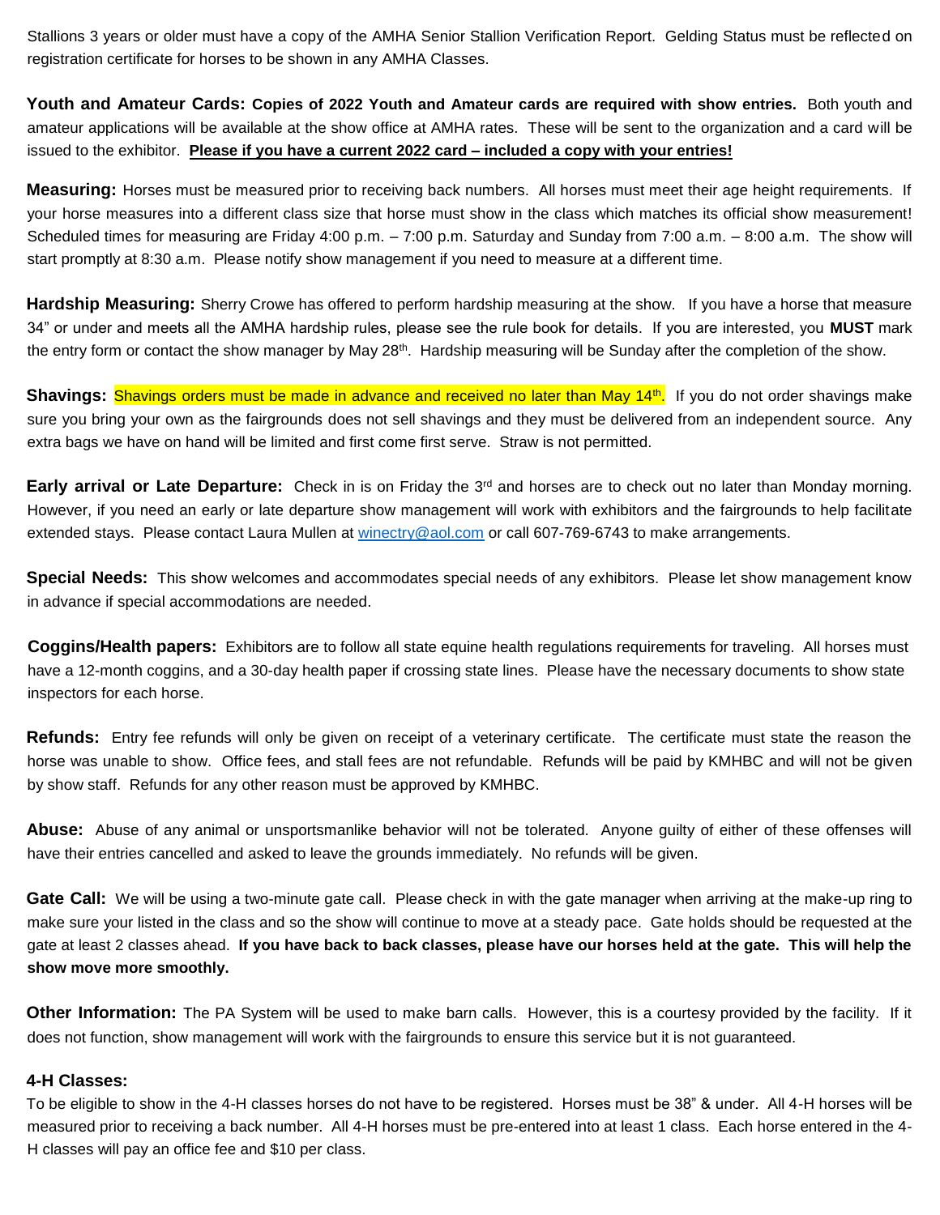Stallions 3 years or older must have a copy of the AMHA Senior Stallion Verification Report. Gelding Status must be reflected on registration certificate for horses to be shown in any AMHA Classes.

**Youth and Amateur Cards: Copies of 2022 Youth and Amateur cards are required with show entries.** Both youth and amateur applications will be available at the show office at AMHA rates. These will be sent to the organization and a card will be issued to the exhibitor. **Please if you have a current 2022 card – included a copy with your entries!**

**Measuring:** Horses must be measured prior to receiving back numbers. All horses must meet their age height requirements. If your horse measures into a different class size that horse must show in the class which matches its official show measurement! Scheduled times for measuring are Friday 4:00 p.m. – 7:00 p.m. Saturday and Sunday from 7:00 a.m. – 8:00 a.m. The show will start promptly at 8:30 a.m. Please notify show management if you need to measure at a different time.

**Hardship Measuring:** Sherry Crowe has offered to perform hardship measuring at the show. If you have a horse that measure 34" or under and meets all the AMHA hardship rules, please see the rule book for details. If you are interested, you **MUST** mark the entry form or contact the show manager by May 28th. Hardship measuring will be Sunday after the completion of the show.

**Shavings:** Shavings orders must be made in advance and received no later than May 14th. If you do not order shavings make sure you bring your own as the fairgrounds does not sell shavings and they must be delivered from an independent source. Any extra bags we have on hand will be limited and first come first serve. Straw is not permitted.

**Early arrival or Late Departure:** Check in is on Friday the 3rd and horses are to check out no later than Monday morning. However, if you need an early or late departure show management will work with exhibitors and the fairgrounds to help facilitate extended stays. Please contact Laura Mullen at winectry@aol.com or call 607-769-6743 to make arrangements.

**Special Needs:** This show welcomes and accommodates special needs of any exhibitors. Please let show management know in advance if special accommodations are needed.

**Coggins/Health papers:** Exhibitors are to follow all state equine health regulations requirements for traveling. All horses must have a 12-month coggins, and a 30-day health paper if crossing state lines. Please have the necessary documents to show state inspectors for each horse.

**Refunds:** Entry fee refunds will only be given on receipt of a veterinary certificate. The certificate must state the reason the horse was unable to show. Office fees, and stall fees are not refundable. Refunds will be paid by KMHBC and will not be given by show staff. Refunds for any other reason must be approved by KMHBC.

**Abuse:** Abuse of any animal or unsportsmanlike behavior will not be tolerated. Anyone guilty of either of these offenses will have their entries cancelled and asked to leave the grounds immediately. No refunds will be given.

**Gate Call:** We will be using a two-minute gate call. Please check in with the gate manager when arriving at the make-up ring to make sure your listed in the class and so the show will continue to move at a steady pace. Gate holds should be requested at the gate at least 2 classes ahead. **If you have back to back classes, please have our horses held at the gate. This will help the show move more smoothly.**

**Other Information:** The PA System will be used to make barn calls. However, this is a courtesy provided by the facility. If it does not function, show management will work with the fairgrounds to ensure this service but it is not guaranteed.

**4-H Classes:**

To be eligible to show in the 4-H classes horses do not have to be registered. Horses must be 38" & under. All 4-H horses will be measured prior to receiving a back number. All 4-H horses must be pre-entered into at least 1 class. Each horse entered in the 4-H classes will pay an office fee and $10 per class.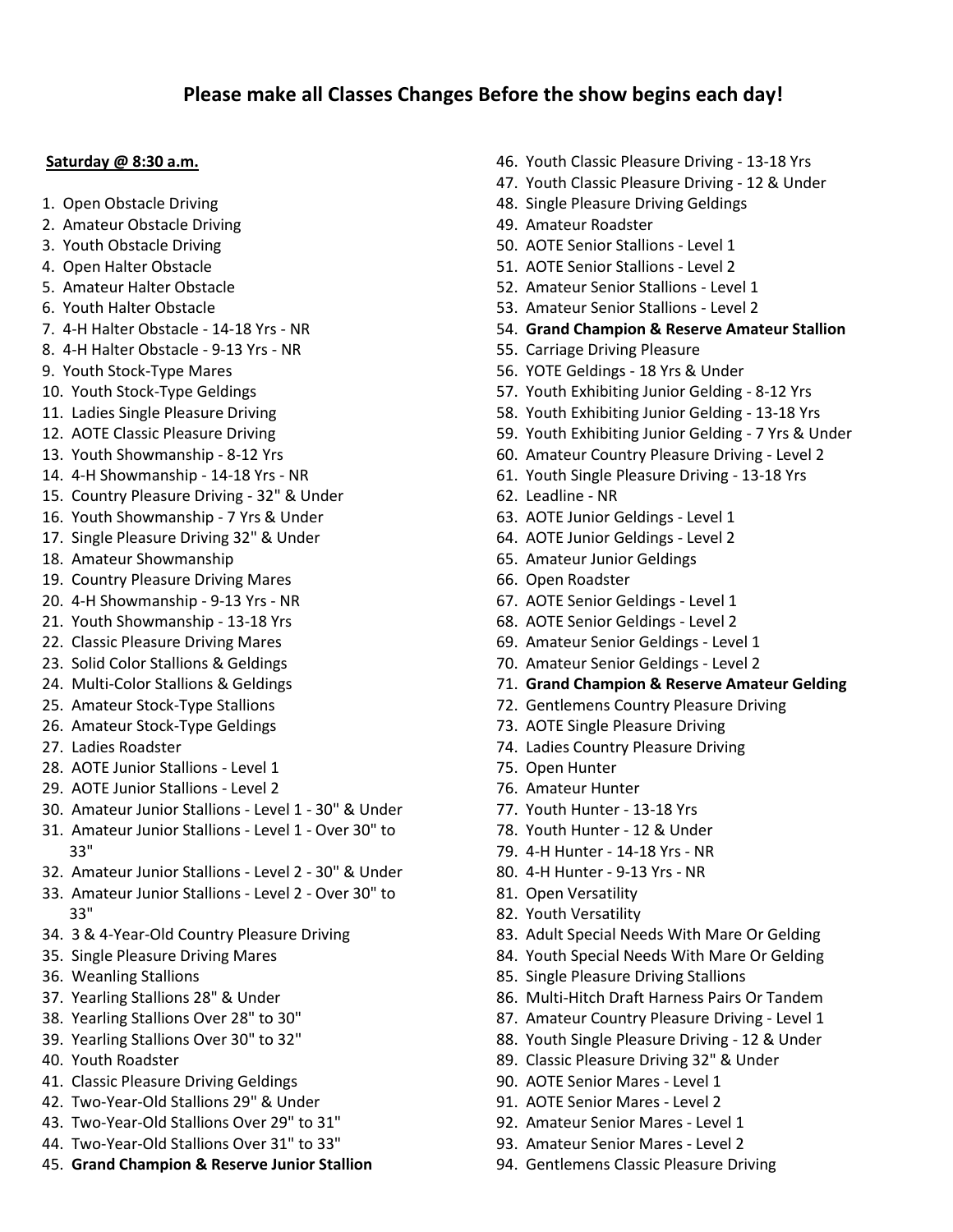**Please make all Classes Changes Before the show begins each day!**

**Saturday @ 8:30 a.m.**

1. Open Obstacle Driving
2. Amateur Obstacle Driving
3. Youth Obstacle Driving
4. Open Halter Obstacle
5. Amateur Halter Obstacle
6. Youth Halter Obstacle
7. 4-H Halter Obstacle - 14-18 Yrs - NR
8. 4-H Halter Obstacle - 9-13 Yrs - NR
9. Youth Stock-Type Mares
10. Youth Stock-Type Geldings
11. Ladies Single Pleasure Driving
12. AOTE Classic Pleasure Driving
13. Youth Showmanship - 8-12 Yrs
14. 4-H Showmanship - 14-18 Yrs - NR
15. Country Pleasure Driving - 32" & Under
16. Youth Showmanship - 7 Yrs & Under
17. Single Pleasure Driving 32" & Under
18. Amateur Showmanship
19. Country Pleasure Driving Mares
20. 4-H Showmanship - 9-13 Yrs - NR
21. Youth Showmanship - 13-18 Yrs
22. Classic Pleasure Driving Mares
23. Solid Color Stallions & Geldings
24. Multi-Color Stallions & Geldings
25. Amateur Stock-Type Stallions
26. Amateur Stock-Type Geldings
27. Ladies Roadster
28. AOTE Junior Stallions - Level 1
29. AOTE Junior Stallions - Level 2
30. Amateur Junior Stallions - Level 1 - 30" & Under
31. Amateur Junior Stallions - Level 1 - Over 30" to 33"
32. Amateur Junior Stallions - Level 2 - 30" & Under
33. Amateur Junior Stallions - Level 2 - Over 30" to 33"
34. 3 & 4-Year-Old Country Pleasure Driving
35. Single Pleasure Driving Mares
36. Weanling Stallions
37. Yearling Stallions 28" & Under
38. Yearling Stallions Over 28" to 30"
39. Yearling Stallions Over 30" to 32"
40. Youth Roadster
41. Classic Pleasure Driving Geldings
42. Two-Year-Old Stallions 29" & Under
43. Two-Year-Old Stallions Over 29" to 31"
44. Two-Year-Old Stallions Over 31" to 33"
45. **Grand Champion & Reserve Junior Stallion**
46. Youth Classic Pleasure Driving - 13-18 Yrs
47. Youth Classic Pleasure Driving - 12 & Under
48. Single Pleasure Driving Geldings
49. Amateur Roadster
50. AOTE Senior Stallions - Level 1
51. AOTE Senior Stallions - Level 2
52. Amateur Senior Stallions - Level 1
53. Amateur Senior Stallions - Level 2
54. **Grand Champion & Reserve Amateur Stallion**
55. Carriage Driving Pleasure
56. YOTE Geldings - 18 Yrs & Under
57. Youth Exhibiting Junior Gelding - 8-12 Yrs
58. Youth Exhibiting Junior Gelding - 13-18 Yrs
59. Youth Exhibiting Junior Gelding - 7 Yrs & Under
60. Amateur Country Pleasure Driving - Level 2
61. Youth Single Pleasure Driving - 13-18 Yrs
62. Leadline - NR
63. AOTE Junior Geldings - Level 1
64. AOTE Junior Geldings - Level 2
65. Amateur Junior Geldings
66. Open Roadster
67. AOTE Senior Geldings - Level 1
68. AOTE Senior Geldings - Level 2
69. Amateur Senior Geldings - Level 1
70. Amateur Senior Geldings - Level 2
71. **Grand Champion & Reserve Amateur Gelding**
72. Gentlemens Country Pleasure Driving
73. AOTE Single Pleasure Driving
74. Ladies Country Pleasure Driving
75. Open Hunter
76. Amateur Hunter
77. Youth Hunter - 13-18 Yrs
78. Youth Hunter - 12 & Under
79. 4-H Hunter - 14-18 Yrs - NR
80. 4-H Hunter - 9-13 Yrs - NR
81. Open Versatility
82. Youth Versatility
83. Adult Special Needs With Mare Or Gelding
84. Youth Special Needs With Mare Or Gelding
85. Single Pleasure Driving Stallions
86. Multi-Hitch Draft Harness Pairs Or Tandem
87. Amateur Country Pleasure Driving - Level 1
88. Youth Single Pleasure Driving - 12 & Under
89. Classic Pleasure Driving 32" & Under
90. AOTE Senior Mares - Level 1
91. AOTE Senior Mares - Level 2
92. Amateur Senior Mares - Level 1
93. Amateur Senior Mares - Level 2
94. Gentlemens Classic Pleasure Driving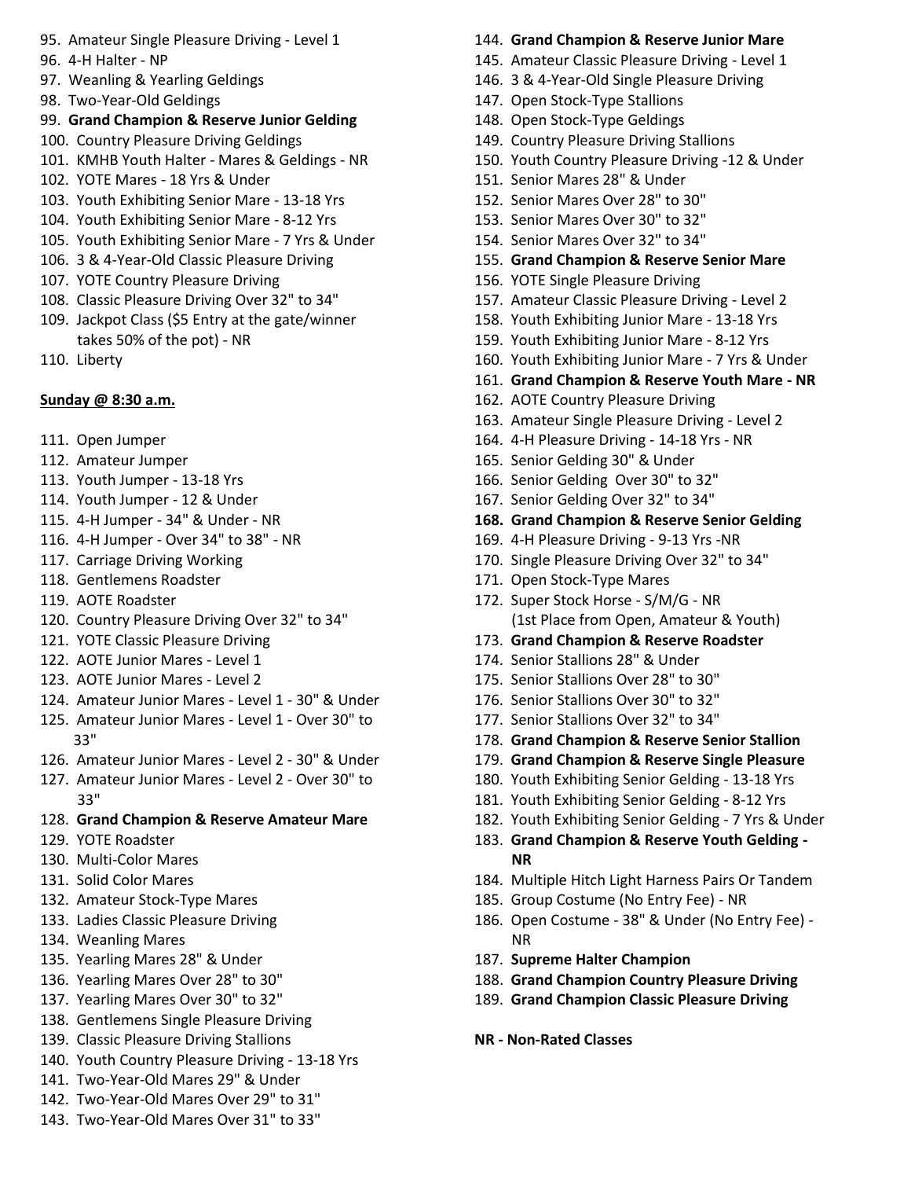95. Amateur Single Pleasure Driving - Level 1
96. 4-H Halter - NP
97. Weanling & Yearling Geldings
98. Two-Year-Old Geldings
99. **Grand Champion & Reserve Junior Gelding**
100. Country Pleasure Driving Geldings
101. KMHB Youth Halter - Mares & Geldings - NR
102. YOTE Mares - 18 Yrs & Under
103. Youth Exhibiting Senior Mare - 13-18 Yrs
104. Youth Exhibiting Senior Mare - 8-12 Yrs
105. Youth Exhibiting Senior Mare - 7 Yrs & Under
106. 3 & 4-Year-Old Classic Pleasure Driving
107. YOTE Country Pleasure Driving
108. Classic Pleasure Driving Over 32" to 34"
109. Jackpot Class ($5 Entry at the gate/winner takes 50% of the pot) - NR
110. Liberty

**<u>Sunday @ 8:30 a.m.</u>**

111. Open Jumper
112. Amateur Jumper
113. Youth Jumper - 13-18 Yrs
114. Youth Jumper - 12 & Under
115. 4-H Jumper - 34" & Under - NR
116. 4-H Jumper - Over 34" to 38" - NR
117. Carriage Driving Working
118. Gentlemens Roadster
119. AOTE Roadster
120. Country Pleasure Driving Over 32" to 34"
121. YOTE Classic Pleasure Driving
122. AOTE Junior Mares - Level 1
123. AOTE Junior Mares - Level 2
124. Amateur Junior Mares - Level 1 - 30" & Under
125. Amateur Junior Mares - Level 1 - Over 30" to 33"
126. Amateur Junior Mares - Level 2 - 30" & Under
127. Amateur Junior Mares - Level 2 - Over 30" to 33"
128. **Grand Champion & Reserve Amateur Mare**
129. YOTE Roadster
130. Multi-Color Mares
131. Solid Color Mares
132. Amateur Stock-Type Mares
133. Ladies Classic Pleasure Driving
134. Weanling Mares
135. Yearling Mares 28" & Under
136. Yearling Mares Over 28" to 30"
137. Yearling Mares Over 30" to 32"
138. Gentlemens Single Pleasure Driving
139. Classic Pleasure Driving Stallions
140. Youth Country Pleasure Driving - 13-18 Yrs
141. Two-Year-Old Mares 29" & Under
142. Two-Year-Old Mares Over 29" to 31"
143. Two-Year-Old Mares Over 31" to 33"
144. **Grand Champion & Reserve Junior Mare**
145. Amateur Classic Pleasure Driving - Level 1
146. 3 & 4-Year-Old Single Pleasure Driving
147. Open Stock-Type Stallions
148. Open Stock-Type Geldings
149. Country Pleasure Driving Stallions
150. Youth Country Pleasure Driving -12 & Under
151. Senior Mares 28" & Under
152. Senior Mares Over 28" to 30"
153. Senior Mares Over 30" to 32"
154. Senior Mares Over 32" to 34"
155. **Grand Champion & Reserve Senior Mare**
156. YOTE Single Pleasure Driving
157. Amateur Classic Pleasure Driving - Level 2
158. Youth Exhibiting Junior Mare - 13-18 Yrs
159. Youth Exhibiting Junior Mare - 8-12 Yrs
160. Youth Exhibiting Junior Mare - 7 Yrs & Under
161. **Grand Champion & Reserve Youth Mare - NR**
162. AOTE Country Pleasure Driving
163. Amateur Single Pleasure Driving - Level 2
164. 4-H Pleasure Driving - 14-18 Yrs - NR
165. Senior Gelding 30" & Under
166. Senior Gelding Over 30" to 32"
167. Senior Gelding Over 32" to 34"
168. **Grand Champion & Reserve Senior Gelding**
169. 4-H Pleasure Driving - 9-13 Yrs -NR
170. Single Pleasure Driving Over 32" to 34"
171. Open Stock-Type Mares
172. Super Stock Horse - S/M/G - NR (1st Place from Open, Amateur & Youth)
173. **Grand Champion & Reserve Roadster**
174. Senior Stallions 28" & Under
175. Senior Stallions Over 28" to 30"
176. Senior Stallions Over 30" to 32"
177. Senior Stallions Over 32" to 34"
178. **Grand Champion & Reserve Senior Stallion**
179. **Grand Champion & Reserve Single Pleasure**
180. Youth Exhibiting Senior Gelding - 13-18 Yrs
181. Youth Exhibiting Senior Gelding - 8-12 Yrs
182. Youth Exhibiting Senior Gelding - 7 Yrs & Under
183. **Grand Champion & Reserve Youth Gelding - NR**
184. Multiple Hitch Light Harness Pairs Or Tandem
185. Group Costume (No Entry Fee) - NR
186. Open Costume - 38" & Under (No Entry Fee) - NR
187. **Supreme Halter Champion**
188. **Grand Champion Country Pleasure Driving**
189. **Grand Champion Classic Pleasure Driving**

**NR - Non-Rated Classes**